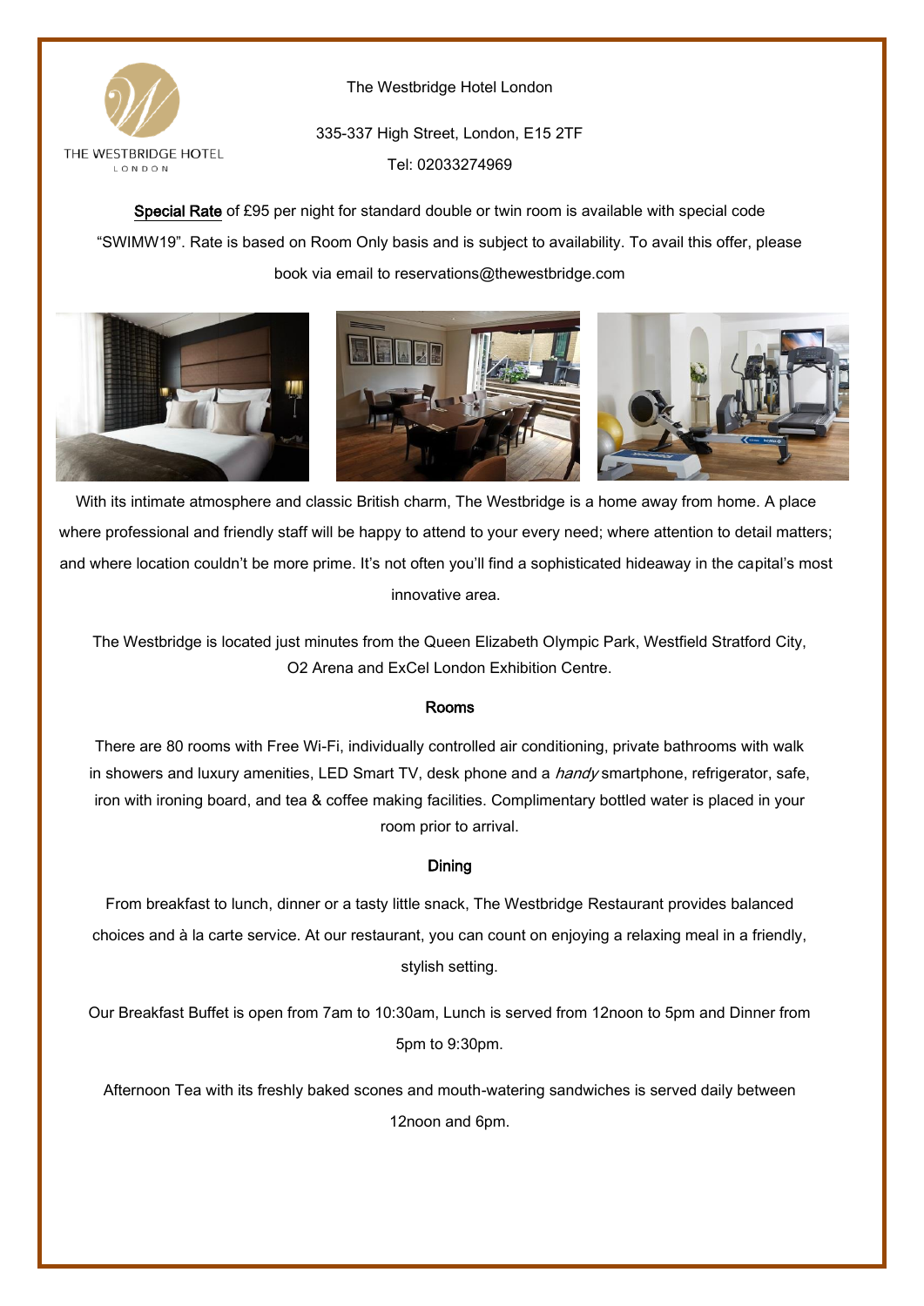THE WESTBRIDGE HOTEL
LONDON

The Westbridge Hotel London

335-337 High Street, London, E15 2TF

Tel: 02033274969

Special Rate of £95 per night for standard double or twin room is available with special code "SWIMW19". Rate is based on Room Only basis and is subject to availability. To avail this offer, please book via email to reservations@thewestbridge.com

With its intimate atmosphere and classic British charm, The Westbridge is a home away from home. A place where professional and friendly staff will be happy to attend to your every need; where attention to detail matters; and where location couldn't be more prime. It's not often you'll find a sophisticated hideaway in the capital's most innovative area.

The Westbridge is located just minutes from the Queen Elizabeth Olympic Park, Westfield Stratford City, O2 Arena and ExCel London Exhibition Centre.

## Rooms

There are 80 rooms with Free Wi-Fi, individually controlled air conditioning, private bathrooms with walk in showers and luxury amenities, LED Smart TV, desk phone and a *handy* smartphone, refrigerator, safe, iron with ironing board, and tea & coffee making facilities. Complimentary bottled water is placed in your room prior to arrival.

## Dining

From breakfast to lunch, dinner or a tasty little snack, The Westbridge Restaurant provides balanced choices and à la carte service. At our restaurant, you can count on enjoying a relaxing meal in a friendly, stylish setting.

Our Breakfast Buffet is open from 7am to 10:30am, Lunch is served from 12noon to 5pm and Dinner from 5pm to 9:30pm.

Afternoon Tea with its freshly baked scones and mouth-watering sandwiches is served daily between 12noon and 6pm.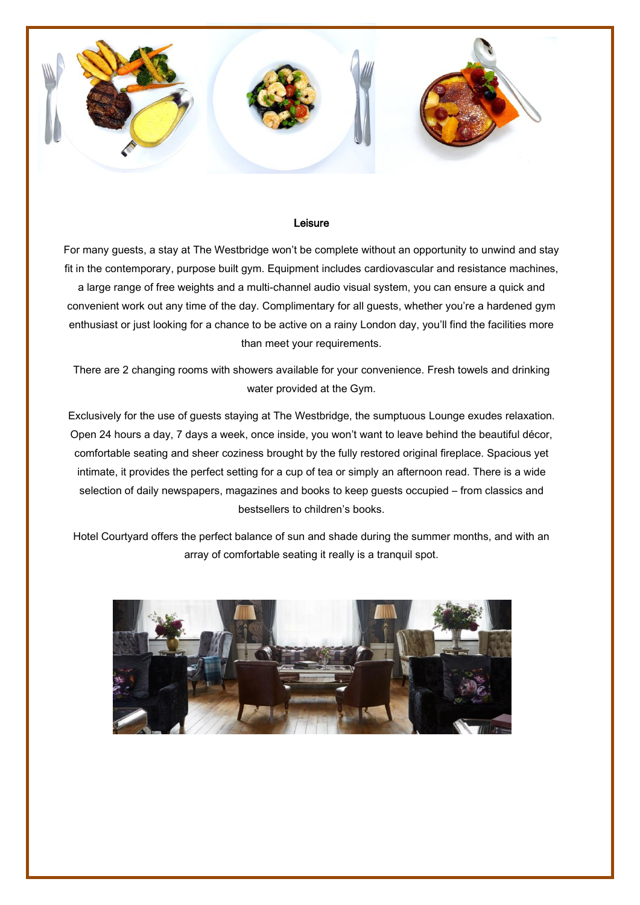## Leisure

For many guests, a stay at The Westbridge won't be complete without an opportunity to unwind and stay fit in the contemporary, purpose built gym. Equipment includes cardiovascular and resistance machines, a large range of free weights and a multi-channel audio visual system, you can ensure a quick and convenient work out any time of the day. Complimentary for all guests, whether you're a hardened gym enthusiast or just looking for a chance to be active on a rainy London day, you'll find the facilities more than meet your requirements.

There are 2 changing rooms with showers available for your convenience. Fresh towels and drinking water provided at the Gym.

Exclusively for the use of guests staying at The Westbridge, the sumptuous Lounge exudes relaxation. Open 24 hours a day, 7 days a week, once inside, you won't want to leave behind the beautiful décor, comfortable seating and sheer coziness brought by the fully restored original fireplace. Spacious yet intimate, it provides the perfect setting for a cup of tea or simply an afternoon read. There is a wide selection of daily newspapers, magazines and books to keep guests occupied – from classics and bestsellers to children's books.

Hotel Courtyard offers the perfect balance of sun and shade during the summer months, and with an array of comfortable seating it really is a tranquil spot.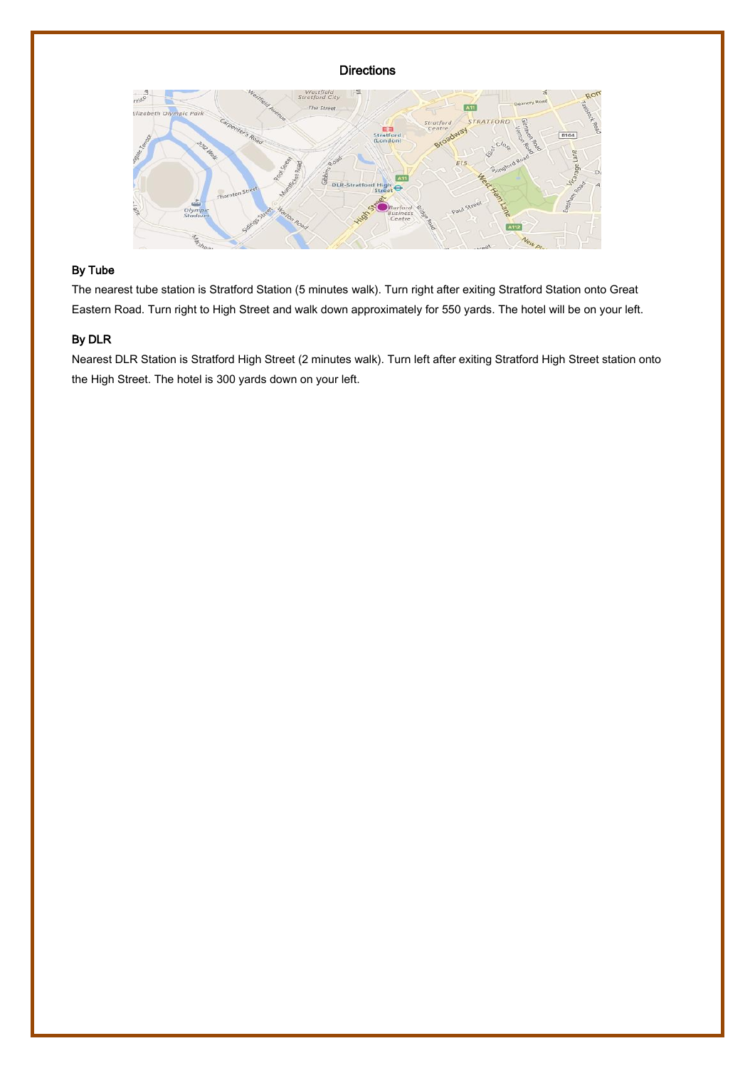## Directions

### By Tube

The nearest tube station is Stratford Station (5 minutes walk). Turn right after exiting Stratford Station onto Great Eastern Road. Turn right to High Street and walk down approximately for 550 yards. The hotel will be on your left.

### By DLR

Nearest DLR Station is Stratford High Street (2 minutes walk). Turn left after exiting Stratford High Street station onto the High Street. The hotel is 300 yards down on your left.